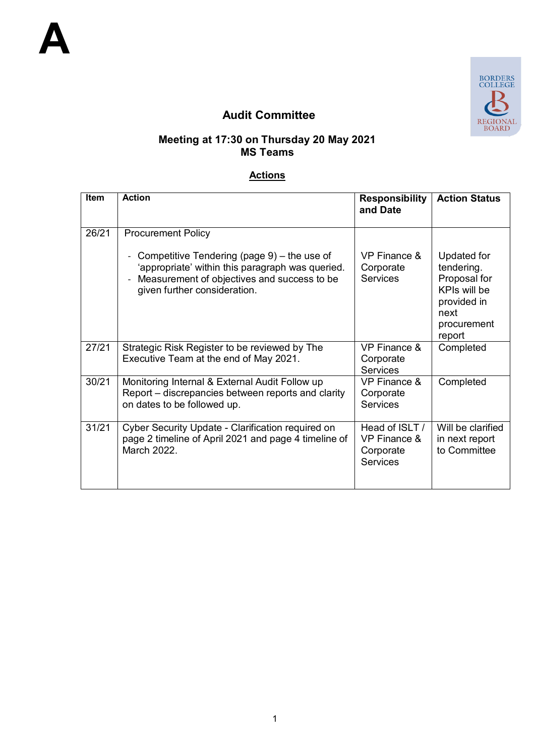# A

## Audit Committee

### Meeting at 17:30 on Thursday 20 May 2021
### MS Teams

**Actions**

| Item | Action | Responsibility and Date | Action Status |
|---|---|---|---|
| 26/21 | Procurement Policy<br>- Competitive Tendering (page 9) – the use of 'appropriate' within this paragraph was queried.<br>- Measurement of objectives and success to be given further consideration. | VP Finance & Corporate Services | Updated for tendering. Proposal for KPIs will be provided in next procurement report |
| 27/21 | Strategic Risk Register to be reviewed by The Executive Team at the end of May 2021. | VP Finance & Corporate Services | Completed |
| 30/21 | Monitoring Internal & External Audit Follow up Report – discrepancies between reports and clarity on dates to be followed up. | VP Finance & Corporate Services | Completed |
| 31/21 | Cyber Security Update - Clarification required on page 2 timeline of April 2021 and page 4 timeline of March 2022. | Head of ISLT / VP Finance & Corporate Services | Will be clarified in next report to Committee |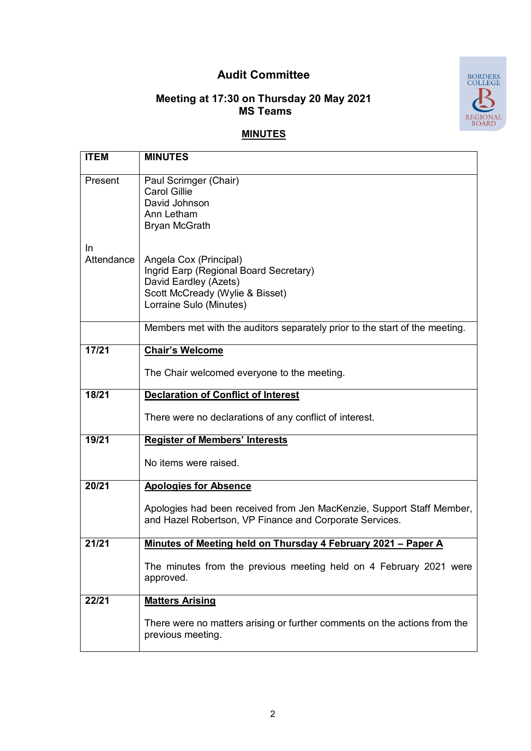# Audit Committee

## Meeting at 17:30 on Thursday 20 May 2021
## MS Teams

**MINUTES**

| ITEM | MINUTES |
|---|---|
| Present | Paul Scrimger (Chair)<br>Carol Gillie<br>David Johnson<br>Ann Letham<br>Bryan McGrath |
| In Attendance | Angela Cox (Principal)<br>Ingrid Earp (Regional Board Secretary)<br>David Eardley (Azets)<br>Scott McCready (Wylie & Bisset)<br>Lorraine Sulo (Minutes) |
| | Members met with the auditors separately prior to the start of the meeting. |
| **17/21** | **Chair's Welcome**<br><br>The Chair welcomed everyone to the meeting. |
| **18/21** | **Declaration of Conflict of Interest**<br><br>There were no declarations of any conflict of interest. |
| **19/21** | **Register of Members' Interests**<br><br>No items were raised. |
| **20/21** | **Apologies for Absence**<br><br>Apologies had been received from Jen MacKenzie, Support Staff Member, and Hazel Robertson, VP Finance and Corporate Services. |
| **21/21** | **Minutes of Meeting held on Thursday 4 February 2021 – Paper A**<br><br>The minutes from the previous meeting held on 4 February 2021 were approved. |
| **22/21** | **Matters Arising**<br><br>There were no matters arising or further comments on the actions from the previous meeting. |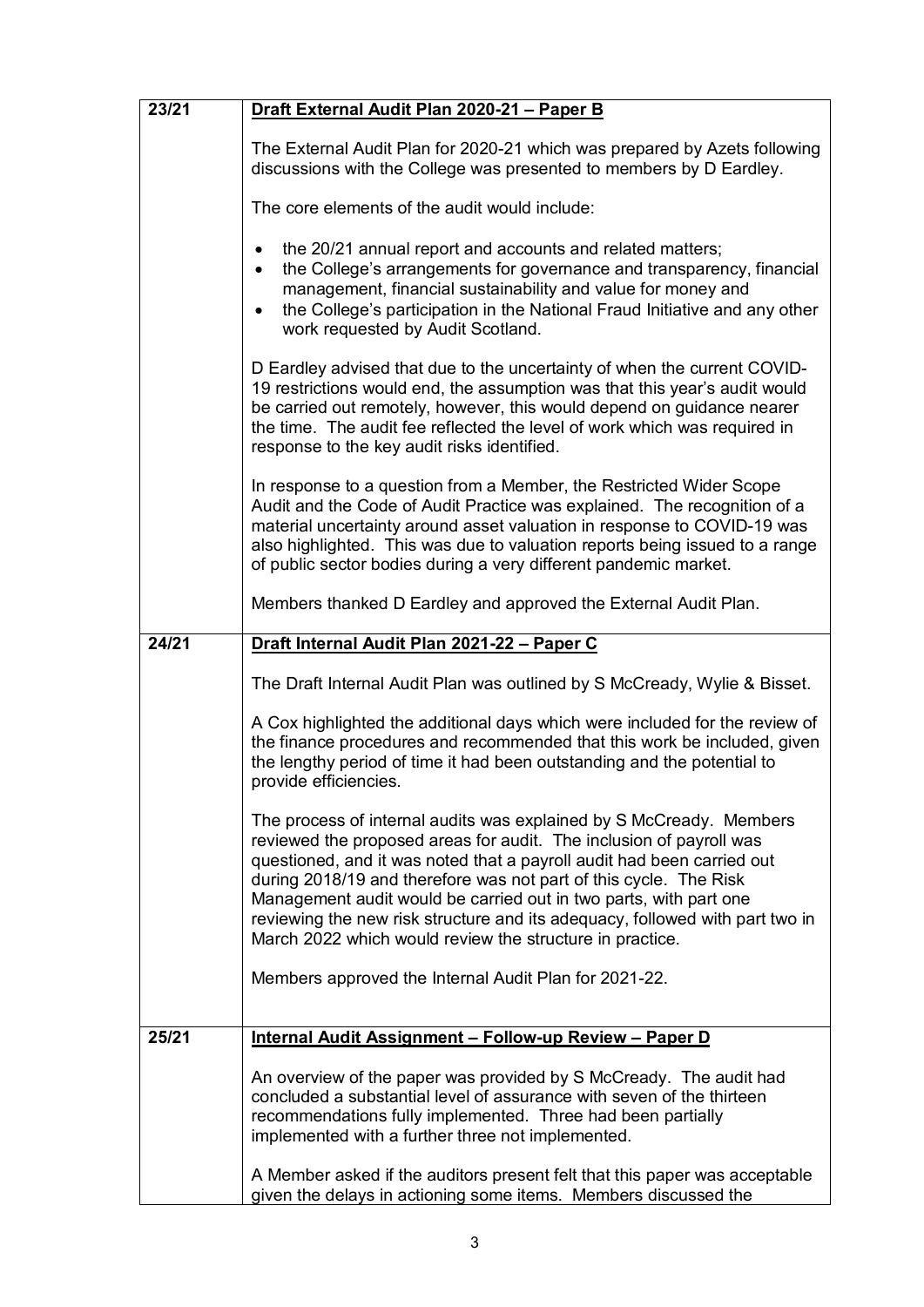| | |
|---|---|
| 23/21 | **Draft External Audit Plan 2020-21 – Paper B**<br><br>The External Audit Plan for 2020-21 which was prepared by Azets following discussions with the College was presented to members by D Eardley.<br><br>The core elements of the audit would include:<br><br>• the 20/21 annual report and accounts and related matters;<br>• the College's arrangements for governance and transparency, financial management, financial sustainability and value for money and<br>• the College's participation in the National Fraud Initiative and any other work requested by Audit Scotland.<br><br>D Eardley advised that due to the uncertainty of when the current COVID-19 restrictions would end, the assumption was that this year's audit would be carried out remotely, however, this would depend on guidance nearer the time. The audit fee reflected the level of work which was required in response to the key audit risks identified.<br><br>In response to a question from a Member, the Restricted Wider Scope Audit and the Code of Audit Practice was explained. The recognition of a material uncertainty around asset valuation in response to COVID-19 was also highlighted. This was due to valuation reports being issued to a range of public sector bodies during a very different pandemic market.<br><br>Members thanked D Eardley and approved the External Audit Plan. |
| 24/21 | **Draft Internal Audit Plan 2021-22 – Paper C**<br><br>The Draft Internal Audit Plan was outlined by S McCready, Wylie & Bisset.<br><br>A Cox highlighted the additional days which were included for the review of the finance procedures and recommended that this work be included, given the lengthy period of time it had been outstanding and the potential to provide efficiencies.<br><br>The process of internal audits was explained by S McCready. Members reviewed the proposed areas for audit. The inclusion of payroll was questioned, and it was noted that a payroll audit had been carried out during 2018/19 and therefore was not part of this cycle. The Risk Management audit would be carried out in two parts, with part one reviewing the new risk structure and its adequacy, followed with part two in March 2022 which would review the structure in practice.<br><br>Members approved the Internal Audit Plan for 2021-22. |
| 25/21 | **Internal Audit Assignment – Follow-up Review – Paper D**<br><br>An overview of the paper was provided by S McCready. The audit had concluded a substantial level of assurance with seven of the thirteen recommendations fully implemented. Three had been partially implemented with a further three not implemented.<br><br>A Member asked if the auditors present felt that this paper was acceptable given the delays in actioning some items. Members discussed the |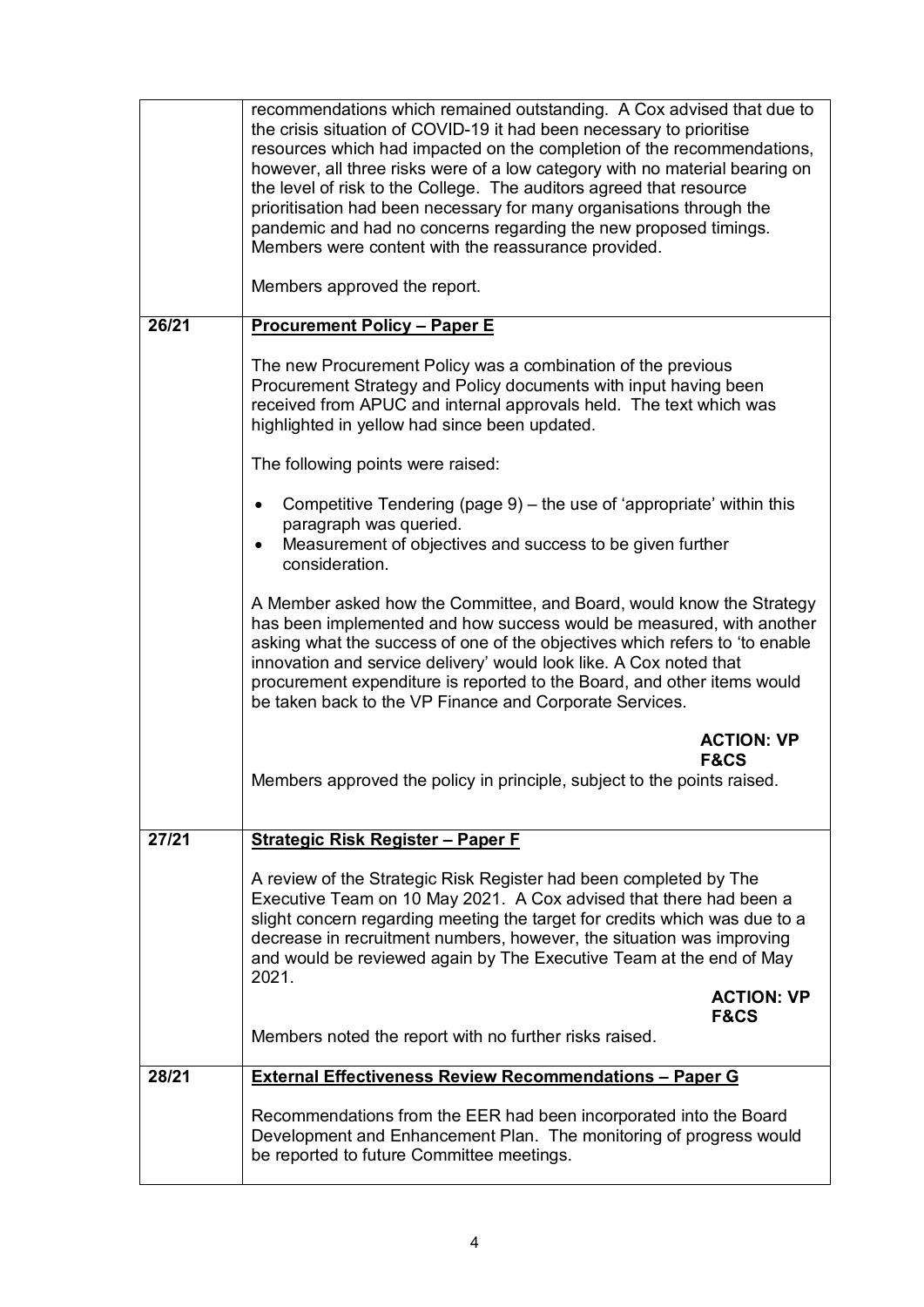| | |
|---|---|
| | recommendations which remained outstanding. A Cox advised that due to the crisis situation of COVID-19 it had been necessary to prioritise resources which had impacted on the completion of the recommendations, however, all three risks were of a low category with no material bearing on the level of risk to the College. The auditors agreed that resource prioritisation had been necessary for many organisations through the pandemic and had no concerns regarding the new proposed timings. Members were content with the reassurance provided.<br><br>Members approved the report. |
| **26/21** | **<u>Procurement Policy – Paper E</u>**<br><br>The new Procurement Policy was a combination of the previous Procurement Strategy and Policy documents with input having been received from APUC and internal approvals held. The text which was highlighted in yellow had since been updated.<br><br>The following points were raised:<br><br>• Competitive Tendering (page 9) – the use of 'appropriate' within this paragraph was queried.<br>• Measurement of objectives and success to be given further consideration.<br><br>A Member asked how the Committee, and Board, would know the Strategy has been implemented and how success would be measured, with another asking what the success of one of the objectives which refers to 'to enable innovation and service delivery' would look like. A Cox noted that procurement expenditure is reported to the Board, and other items would be taken back to the VP Finance and Corporate Services.<br><br>**ACTION: VP F&CS**<br><br>Members approved the policy in principle, subject to the points raised. |
| **27/21** | **<u>Strategic Risk Register – Paper F</u>**<br><br>A review of the Strategic Risk Register had been completed by The Executive Team on 10 May 2021. A Cox advised that there had been a slight concern regarding meeting the target for credits which was due to a decrease in recruitment numbers, however, the situation was improving and would be reviewed again by The Executive Team at the end of May 2021.<br><br>**ACTION: VP F&CS**<br><br>Members noted the report with no further risks raised. |
| **28/21** | **<u>External Effectiveness Review Recommendations – Paper G</u>**<br><br>Recommendations from the EER had been incorporated into the Board Development and Enhancement Plan. The monitoring of progress would be reported to future Committee meetings. |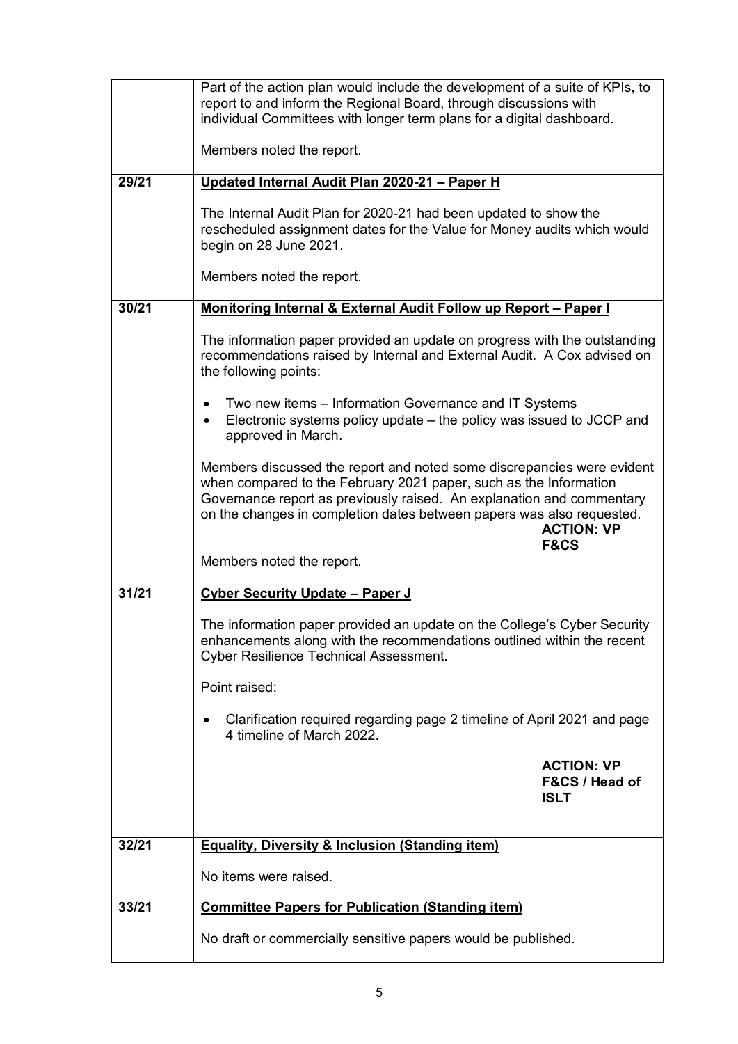| | |
|---|---|
| | Part of the action plan would include the development of a suite of KPIs, to report to and inform the Regional Board, through discussions with individual Committees with longer term plans for a digital dashboard.<br><br>Members noted the report. |
| **29/21** | **Updated Internal Audit Plan 2020-21 – Paper H**<br><br>The Internal Audit Plan for 2020-21 had been updated to show the rescheduled assignment dates for the Value for Money audits which would begin on 28 June 2021.<br><br>Members noted the report. |
| **30/21** | **Monitoring Internal & External Audit Follow up Report – Paper I**<br><br>The information paper provided an update on progress with the outstanding recommendations raised by Internal and External Audit. A Cox advised on the following points:<br><br>• Two new items – Information Governance and IT Systems<br>• Electronic systems policy update – the policy was issued to JCCP and approved in March.<br><br>Members discussed the report and noted some discrepancies were evident when compared to the February 2021 paper, such as the Information Governance report as previously raised. An explanation and commentary on the changes in completion dates between papers was also requested.<br>**ACTION: VP F&CS**<br><br>Members noted the report. |
| **31/21** | **Cyber Security Update – Paper J**<br><br>The information paper provided an update on the College's Cyber Security enhancements along with the recommendations outlined within the recent Cyber Resilience Technical Assessment.<br><br>Point raised:<br><br>• Clarification required regarding page 2 timeline of April 2021 and page 4 timeline of March 2022.<br><br>**ACTION: VP F&CS / Head of ISLT** |
| **32/21** | **Equality, Diversity & Inclusion (Standing item)**<br><br>No items were raised. |
| **33/21** | **Committee Papers for Publication (Standing item)**<br><br>No draft or commercially sensitive papers would be published. |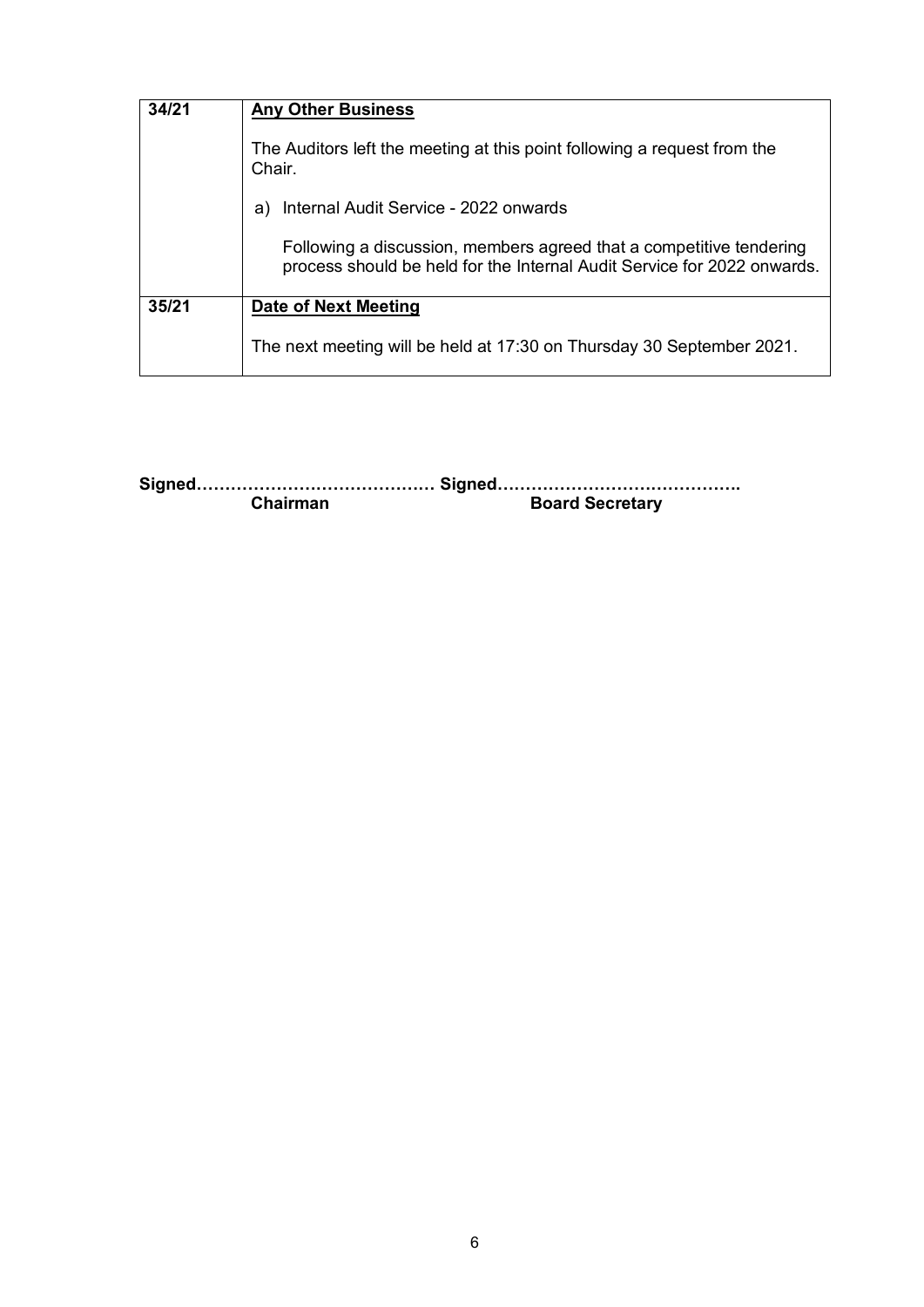| | |
|---|---|
| **34/21** | **<u>Any Other Business</u>**<br><br>The Auditors left the meeting at this point following a request from the Chair.<br><br>a) Internal Audit Service - 2022 onwards<br><br>Following a discussion, members agreed that a competitive tendering process should be held for the Internal Audit Service for 2022 onwards. |
| **35/21** | **<u>Date of Next Meeting</u>**<br><br>The next meeting will be held at 17:30 on Thursday 30 September 2021. |

**Signed…………………………………… Signed…………………………………….**
**Chairman Board Secretary**